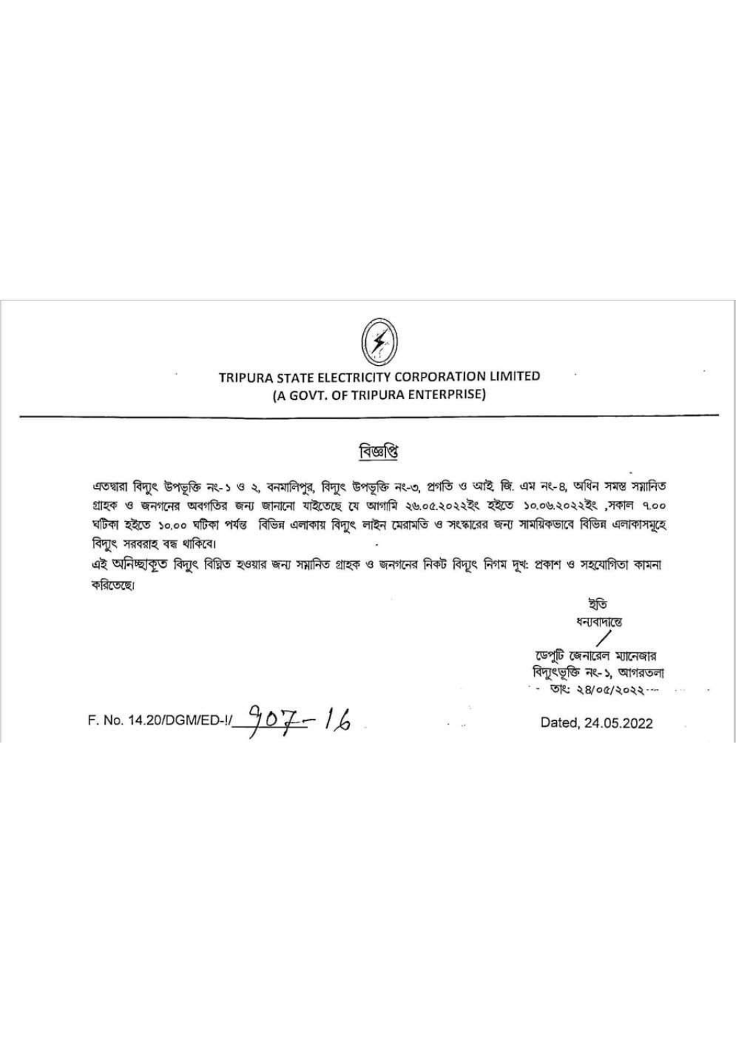**TRIPURA STATE ELECTRICITY CORPORATION LIMITED**
**(A GOVT. OF TRIPURA ENTERPRISE)**

## বিজ্ঞপ্তি

এতদ্বারা বিদ্যুৎ উপভূক্তি নং-১ ও ২, বনমালিপুর, বিদ্যুৎ উপভূক্তি নং-৩, প্রগতি ও আই. জি. এম নং-৪, অধিন সমস্ত সম্মানিত গ্রাহক ও জনগনের অবগতির জন্য জানানো যাইতেছে যে আগামি ২৬.০৫.২০২২ইং হইতে ১০.০৬.২০২২ইং ,সকাল ৭.০০ ঘটিকা হইতে ১০.০০ ঘটিকা পর্যন্ত বিভিন্ন এলাকায় বিদ্যুৎ লাইন মেরামতি ও সংস্কারের জন্য সাময়িকভাবে বিভিন্ন এলাকাসমূহে বিদ্যুৎ সরবরাহ বন্ধ থাকিবে।

এই অনিচ্ছাকৃত বিদ্যুৎ বিঘ্নিত হওয়ার জন্য সম্মানিত গ্রাহক ও জনগনের নিকট বিদ্যুৎ নিগম দুঃখ প্রকাশ ও সহযোগিতা কামনা করিতেছে।

ইতি
ধন্যবাদান্তে

ডেপুটি জেনারেল ম্যানেজার
বিদ্যুৎভূক্তি নং-১, আগরতলা
তাং: ২৪/০৫/২০২২

F. No. 14.20/DGM/ED-I/ 907-16

Dated, 24.05.2022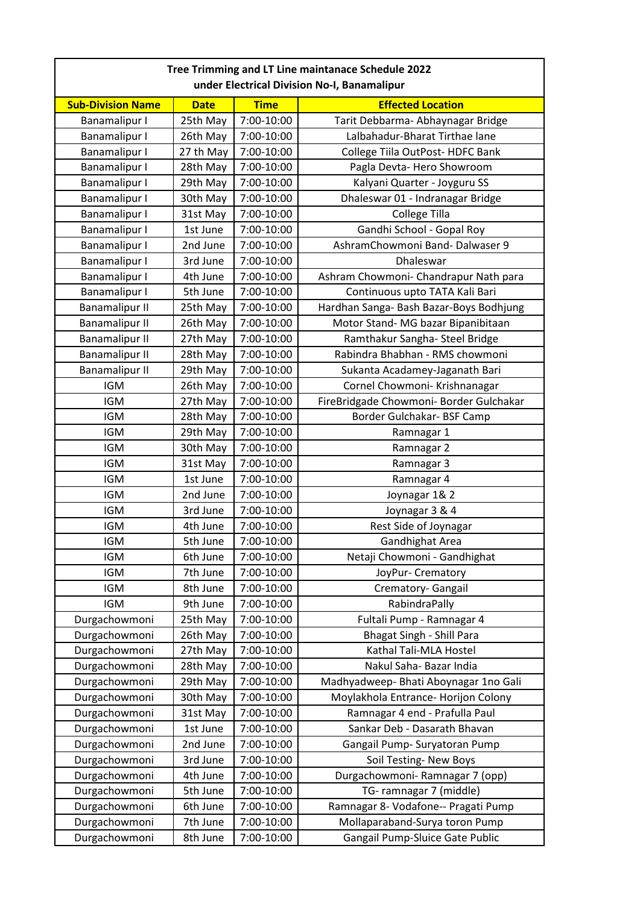**Tree Trimming and LT Line maintanace Schedule 2022**
**under Electrical Division No-I, Banamalipur**

| Sub-Division Name | Date | Time | Effected Location |
|---|---|---|---|
| Banamalipur I | 25th May | 7:00-10:00 | Tarit Debbarma- Abhaynagar Bridge |
| Banamalipur I | 26th May | 7:00-10:00 | Lalbahadur-Bharat Tirthae lane |
| Banamalipur I | 27 th May | 7:00-10:00 | College Tiila OutPost- HDFC Bank |
| Banamalipur I | 28th May | 7:00-10:00 | Pagla Devta- Hero Showroom |
| Banamalipur I | 29th May | 7:00-10:00 | Kalyani Quarter - Joyguru SS |
| Banamalipur I | 30th May | 7:00-10:00 | Dhaleswar 01 - Indranagar Bridge |
| Banamalipur I | 31st May | 7:00-10:00 | College Tilla |
| Banamalipur I | 1st June | 7:00-10:00 | Gandhi School - Gopal Roy |
| Banamalipur I | 2nd June | 7:00-10:00 | AshramChowmoni Band- Dalwaser 9 |
| Banamalipur I | 3rd June | 7:00-10:00 | Dhaleswar |
| Banamalipur I | 4th June | 7:00-10:00 | Ashram Chowmoni- Chandrapur Nath para |
| Banamalipur I | 5th June | 7:00-10:00 | Continuous upto TATA Kali Bari |
| Banamalipur II | 25th May | 7:00-10:00 | Hardhan Sanga- Bash Bazar-Boys Bodhjung |
| Banamalipur II | 26th May | 7:00-10:00 | Motor Stand- MG bazar Bipanibitaan |
| Banamalipur II | 27th May | 7:00-10:00 | Ramthakur Sangha- Steel Bridge |
| Banamalipur II | 28th May | 7:00-10:00 | Rabindra Bhabhan - RMS chowmoni |
| Banamalipur II | 29th May | 7:00-10:00 | Sukanta Acadamey-Jaganath Bari |
| IGM | 26th May | 7:00-10:00 | Cornel Chowmoni- Krishnanagar |
| IGM | 27th May | 7:00-10:00 | FireBridgade Chowmoni- Border Gulchakar |
| IGM | 28th May | 7:00-10:00 | Border Gulchakar- BSF Camp |
| IGM | 29th May | 7:00-10:00 | Ramnagar 1 |
| IGM | 30th May | 7:00-10:00 | Ramnagar 2 |
| IGM | 31st May | 7:00-10:00 | Ramnagar 3 |
| IGM | 1st June | 7:00-10:00 | Ramnagar 4 |
| IGM | 2nd June | 7:00-10:00 | Joynagar 1& 2 |
| IGM | 3rd June | 7:00-10:00 | Joynagar 3 & 4 |
| IGM | 4th June | 7:00-10:00 | Rest Side of Joynagar |
| IGM | 5th June | 7:00-10:00 | Gandhighat Area |
| IGM | 6th June | 7:00-10:00 | Netaji Chowmoni - Gandhighat |
| IGM | 7th June | 7:00-10:00 | JoyPur- Crematory |
| IGM | 8th June | 7:00-10:00 | Crematory- Gangail |
| IGM | 9th June | 7:00-10:00 | RabindraPally |
| Durgachowmoni | 25th May | 7:00-10:00 | Fultali Pump - Ramnagar 4 |
| Durgachowmoni | 26th May | 7:00-10:00 | Bhagat Singh - Shill Para |
| Durgachowmoni | 27th May | 7:00-10:00 | Kathal Tali-MLA Hostel |
| Durgachowmoni | 28th May | 7:00-10:00 | Nakul Saha- Bazar India |
| Durgachowmoni | 29th May | 7:00-10:00 | Madhyadweep- Bhati Aboynagar 1no Gali |
| Durgachowmoni | 30th May | 7:00-10:00 | Moylakhola Entrance- Horijon Colony |
| Durgachowmoni | 31st May | 7:00-10:00 | Ramnagar 4 end - Prafulla Paul |
| Durgachowmoni | 1st June | 7:00-10:00 | Sankar Deb - Dasarath Bhavan |
| Durgachowmoni | 2nd June | 7:00-10:00 | Gangail Pump- Suryatoran Pump |
| Durgachowmoni | 3rd June | 7:00-10:00 | Soil Testing- New Boys |
| Durgachowmoni | 4th June | 7:00-10:00 | Durgachowmoni- Ramnagar 7 (opp) |
| Durgachowmoni | 5th June | 7:00-10:00 | TG- ramnagar 7 (middle) |
| Durgachowmoni | 6th June | 7:00-10:00 | Ramnagar 8- Vodafone-- Pragati Pump |
| Durgachowmoni | 7th June | 7:00-10:00 | Mollaparaband-Surya toron Pump |
| Durgachowmoni | 8th June | 7:00-10:00 | Gangail Pump-Sluice Gate Public |